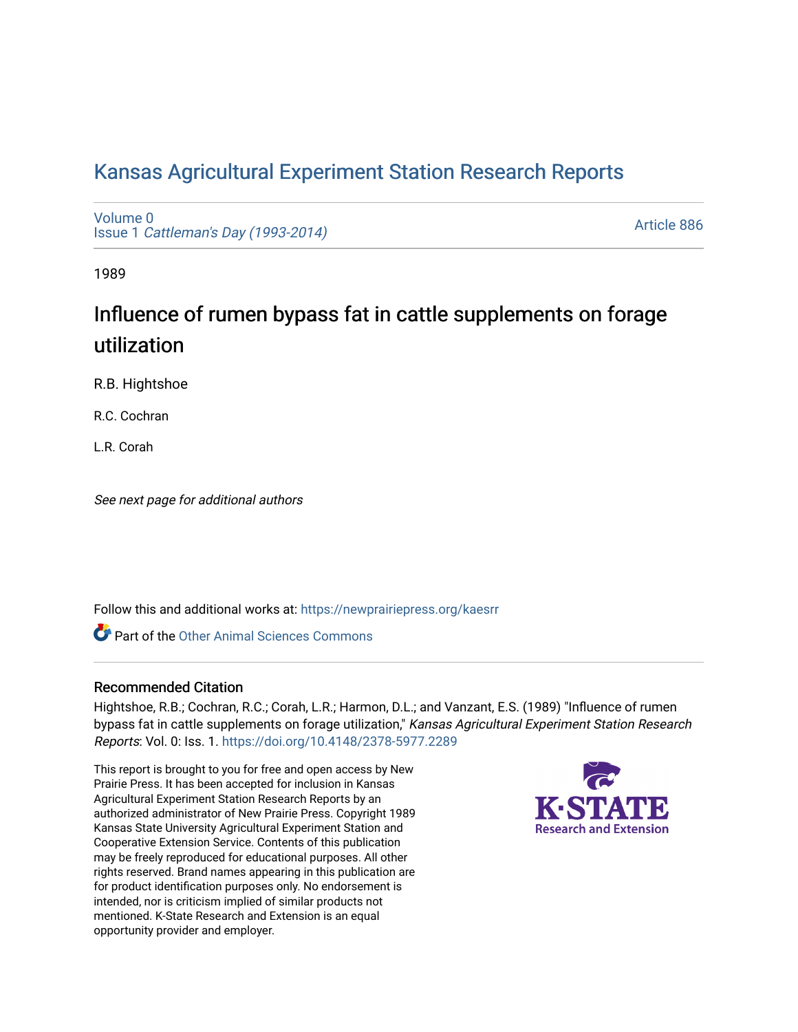# Kansas Agricultural Experiment Station Research Reports

Volume 0
Issue 1 *Cattleman's Day (1993-2014)*

Article 886

1989

## Influence of rumen bypass fat in cattle supplements on forage utilization

R.B. Hightshoe

R.C. Cochran

L.R. Corah

*See next page for additional authors*

Follow this and additional works at: https://newprairiepress.org/kaesrr

Part of the Other Animal Sciences Commons

### Recommended Citation

Hightshoe, R.B.; Cochran, R.C.; Corah, L.R.; Harmon, D.L.; and Vanzant, E.S. (1989) "Influence of rumen bypass fat in cattle supplements on forage utilization," *Kansas Agricultural Experiment Station Research Reports*: Vol. 0: Iss. 1. https://doi.org/10.4148/2378-5977.2289

This report is brought to you for free and open access by New Prairie Press. It has been accepted for inclusion in Kansas Agricultural Experiment Station Research Reports by an authorized administrator of New Prairie Press. Copyright 1989 Kansas State University Agricultural Experiment Station and Cooperative Extension Service. Contents of this publication may be freely reproduced for educational purposes. All other rights reserved. Brand names appearing in this publication are for product identification purposes only. No endorsement is intended, nor is criticism implied of similar products not mentioned. K-State Research and Extension is an equal opportunity provider and employer.

K-STATE Research and Extension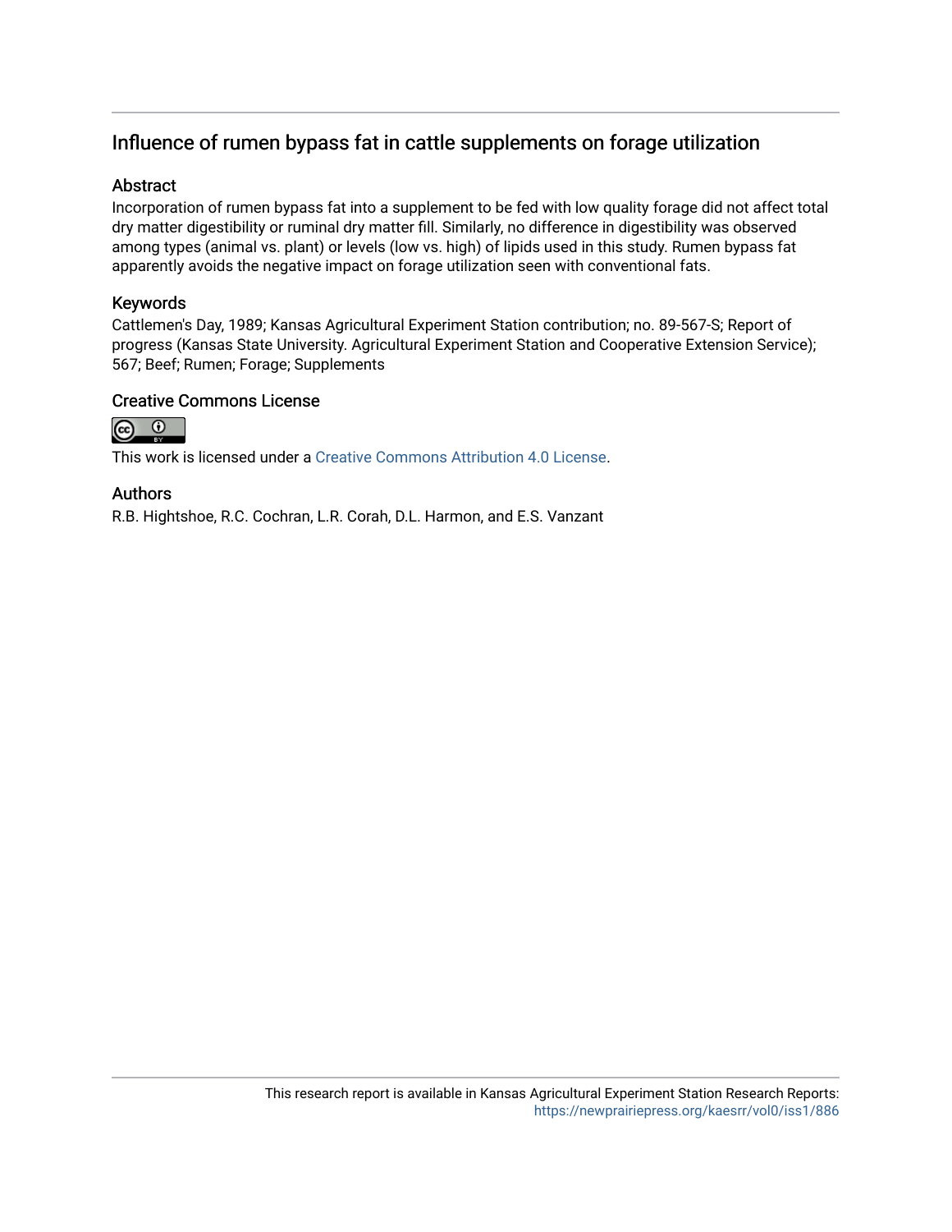## Influence of rumen bypass fat in cattle supplements on forage utilization

### Abstract

Incorporation of rumen bypass fat into a supplement to be fed with low quality forage did not affect total dry matter digestibility or ruminal dry matter fill. Similarly, no difference in digestibility was observed among types (animal vs. plant) or levels (low vs. high) of lipids used in this study. Rumen bypass fat apparently avoids the negative impact on forage utilization seen with conventional fats.

### Keywords

Cattlemen's Day, 1989; Kansas Agricultural Experiment Station contribution; no. 89-567-S; Report of progress (Kansas State University. Agricultural Experiment Station and Cooperative Extension Service); 567; Beef; Rumen; Forage; Supplements

### Creative Commons License

This work is licensed under a Creative Commons Attribution 4.0 License.

### Authors

R.B. Hightshoe, R.C. Cochran, L.R. Corah, D.L. Harmon, and E.S. Vanzant

This research report is available in Kansas Agricultural Experiment Station Research Reports: https://newprairiepress.org/kaesrr/vol0/iss1/886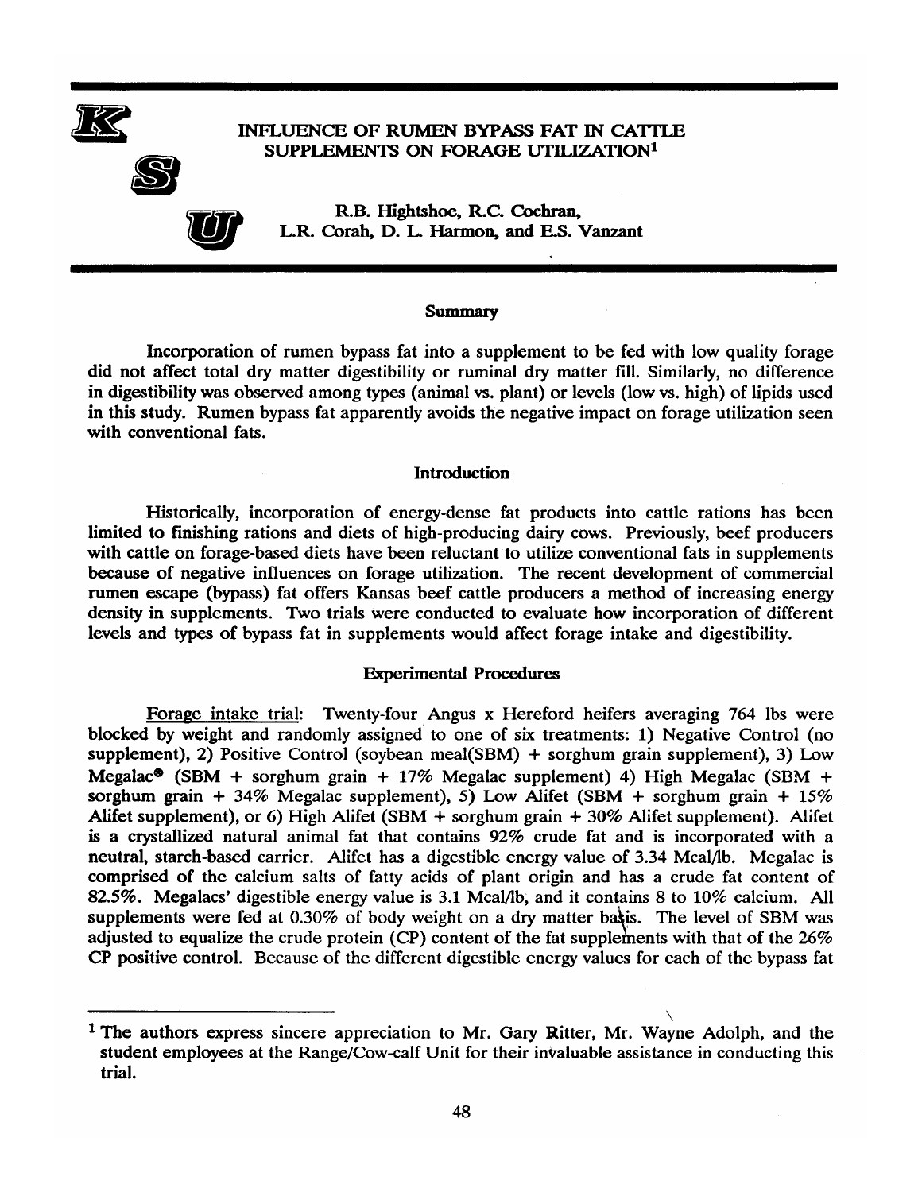# INFLUENCE OF RUMEN BYPASS FAT IN CATTLE SUPPLEMENTS ON FORAGE UTILIZATION[1]

R.B. Hightshoe, R.C. Cochran, L.R. Corah, D. L. Harmon, and E.S. Vanzant

## Summary

Incorporation of rumen bypass fat into a supplement to be fed with low quality forage did not affect total dry matter digestibility or ruminal dry matter fill. Similarly, no difference in digestibility was observed among types (animal vs. plant) or levels (low vs. high) of lipids used in this study. Rumen bypass fat apparently avoids the negative impact on forage utilization seen with conventional fats.

## Introduction

Historically, incorporation of energy-dense fat products into cattle rations has been limited to finishing rations and diets of high-producing dairy cows. Previously, beef producers with cattle on forage-based diets have been reluctant to utilize conventional fats in supplements because of negative influences on forage utilization. The recent development of commercial rumen escape (bypass) fat offers Kansas beef cattle producers a method of increasing energy density in supplements. Two trials were conducted to evaluate how incorporation of different levels and types of bypass fat in supplements would affect forage intake and digestibility.

## Experimental Procedures

Forage intake trial: Twenty-four Angus x Hereford heifers averaging 764 lbs were blocked by weight and randomly assigned to one of six treatments: 1) Negative Control (no supplement), 2) Positive Control (soybean meal(SBM) + sorghum grain supplement), 3) Low Megalac® (SBM + sorghum grain + 17% Megalac supplement) 4) High Megalac (SBM + sorghum grain + 34% Megalac supplement), 5) Low Alifet (SBM + sorghum grain + 15% Alifet supplement), or 6) High Alifet (SBM + sorghum grain + 30% Alifet supplement). Alifet is a crystallized natural animal fat that contains 92% crude fat and is incorporated with a neutral, starch-based carrier. Alifet has a digestible energy value of 3.34 Mcal/lb. Megalac is comprised of the calcium salts of fatty acids of plant origin and has a crude fat content of 82.5%. Megalacs' digestible energy value is 3.1 Mcal/lb, and it contains 8 to 10% calcium. All supplements were fed at 0.30% of body weight on a dry matter basis. The level of SBM was adjusted to equalize the crude protein (CP) content of the fat supplements with that of the 26% CP positive control. Because of the different digestible energy values for each of the bypass fat

[1] The authors express sincere appreciation to Mr. Gary Ritter, Mr. Wayne Adolph, and the student employees at the Range/Cow-calf Unit for their invaluable assistance in conducting this trial.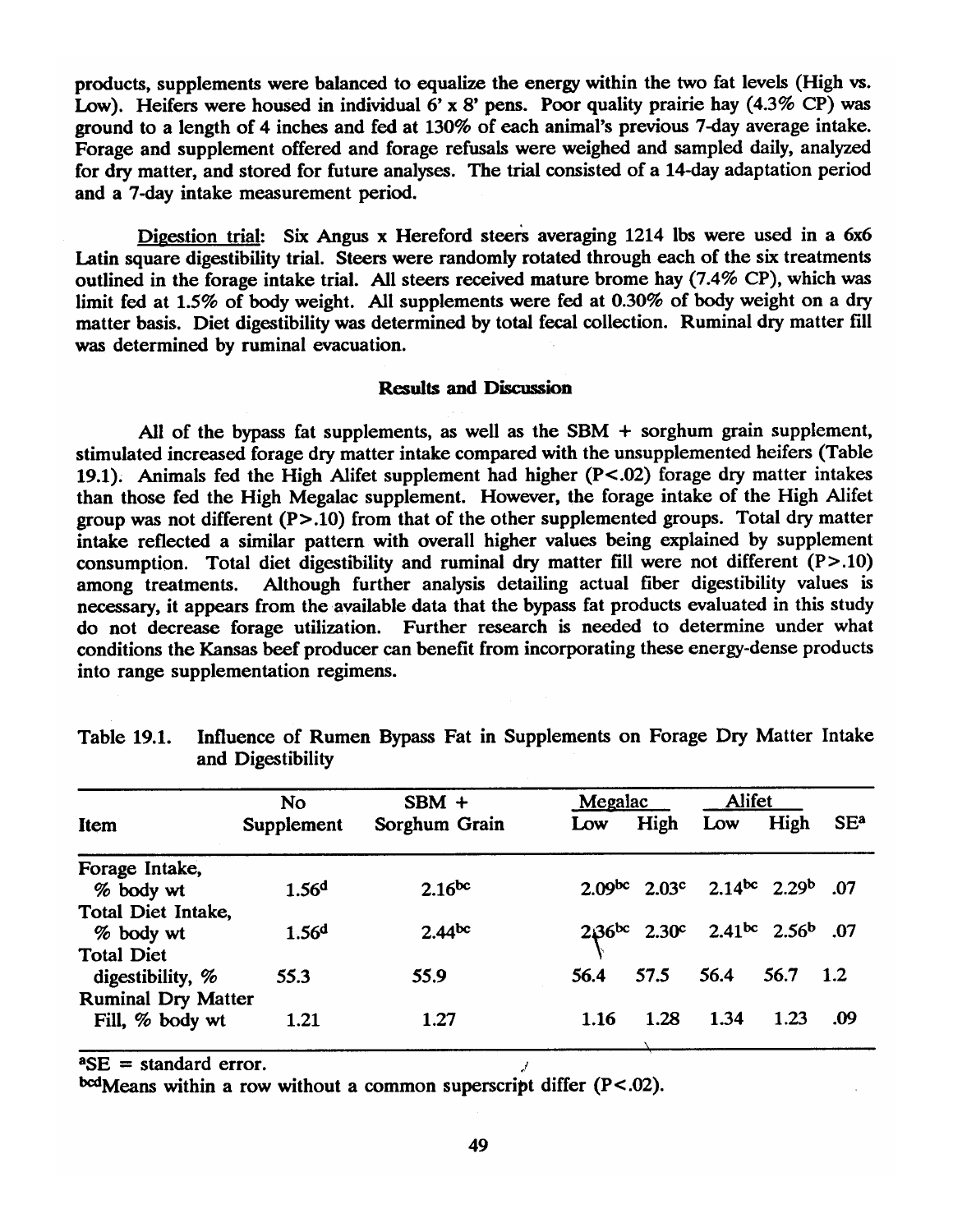products, supplements were balanced to equalize the energy within the two fat levels (High vs. Low). Heifers were housed in individual 6' x 8' pens. Poor quality prairie hay (4.3% CP) was ground to a length of 4 inches and fed at 130% of each animal's previous 7-day average intake. Forage and supplement offered and forage refusals were weighed and sampled daily, analyzed for dry matter, and stored for future analyses. The trial consisted of a 14-day adaptation period and a 7-day intake measurement period.

Digestion trial: Six Angus x Hereford steers averaging 1214 lbs were used in a 6x6 Latin square digestibility trial. Steers were randomly rotated through each of the six treatments outlined in the forage intake trial. All steers received mature brome hay (7.4% CP), which was limit fed at 1.5% of body weight. All supplements were fed at 0.30% of body weight on a dry matter basis. Diet digestibility was determined by total fecal collection. Ruminal dry matter fill was determined by ruminal evacuation.

## Results and Discussion

All of the bypass fat supplements, as well as the SBM + sorghum grain supplement, stimulated increased forage dry matter intake compared with the unsupplemented heifers (Table 19.1). Animals fed the High Alifet supplement had higher ($P<.02$) forage dry matter intakes than those fed the High Megalac supplement. However, the forage intake of the High Alifet group was not different ($P>.10$) from that of the other supplemented groups. Total dry matter intake reflected a similar pattern with overall higher values being explained by supplement consumption. Total diet digestibility and ruminal dry matter fill were not different ($P>.10$) among treatments. Although further analysis detailing actual fiber digestibility values is necessary, it appears from the available data that the bypass fat products evaluated in this study do not decrease forage utilization. Further research is needed to determine under what conditions the Kansas beef producer can benefit from incorporating these energy-dense products into range supplementation regimens.

Table 19.1. Influence of Rumen Bypass Fat in Supplements on Forage Dry Matter Intake and Digestibility

| Item | No Supplement | SBM + Sorghum Grain | Megalac | | Alifet | | SE[a] |
|---|---|---|---|---|---|---|---|
| | | | Low | High | Low | High | |
| Forage Intake, % body wt | 1.56[d] | 2.16[bc] | 2.09[bc] | 2.03[c] | 2.14[bc] | 2.29[b] | .07 |
| Total Diet Intake, % body wt | 1.56[d] | 2.44[bc] | 2.36[bc] | 2.30[c] | 2.41[bc] | 2.56[b] | .07 |
| Total Diet digestibility, % | 55.3 | 55.9 | 56.4 | 57.5 | 56.4 | 56.7 | 1.2 |
| Ruminal Dry Matter Fill, % body wt | 1.21 | 1.27 | 1.16 | 1.28 | 1.34 | 1.23 | .09 |

[a]SE = standard error.

[bcd]Means within a row without a common superscript differ ($P<.02$).